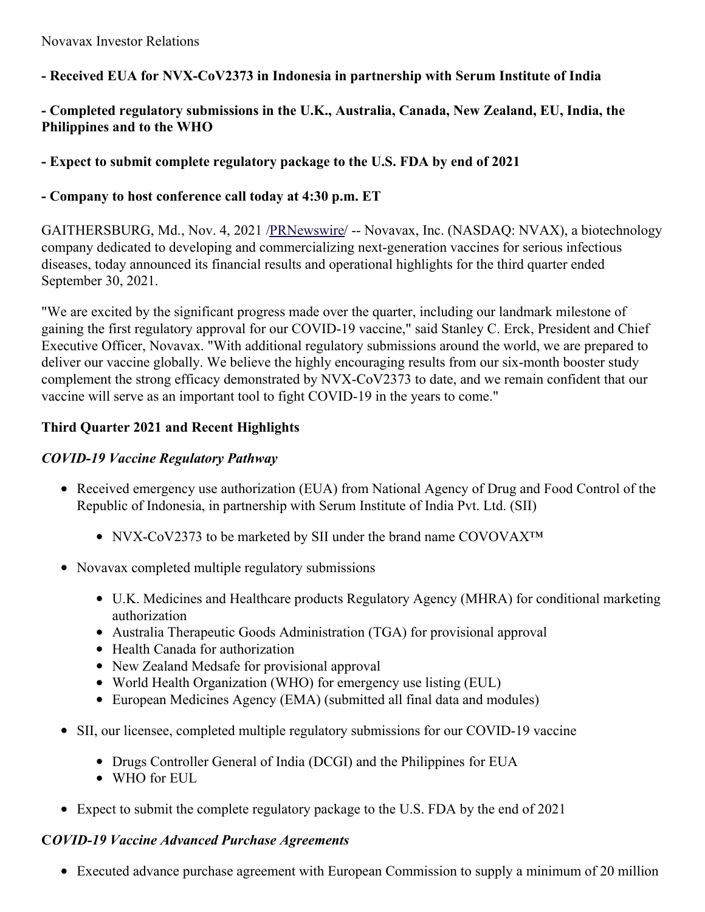Novavax Investor Relations

**- Received EUA for NVX-CoV2373 in Indonesia in partnership with Serum Institute of India**

**- Completed regulatory submissions in the U.K., Australia, Canada, New Zealand, EU, India, the Philippines and to the WHO**

**- Expect to submit complete regulatory package to the U.S. FDA by end of 2021**

**- Company to host conference call today at 4:30 p.m. ET**

GAITHERSBURG, Md., Nov. 4, 2021 /PRNewswire/ -- Novavax, Inc. (NASDAQ: NVAX), a biotechnology company dedicated to developing and commercializing next-generation vaccines for serious infectious diseases, today announced its financial results and operational highlights for the third quarter ended September 30, 2021.

"We are excited by the significant progress made over the quarter, including our landmark milestone of gaining the first regulatory approval for our COVID-19 vaccine," said Stanley C. Erck, President and Chief Executive Officer, Novavax. "With additional regulatory submissions around the world, we are prepared to deliver our vaccine globally. We believe the highly encouraging results from our six-month booster study complement the strong efficacy demonstrated by NVX-CoV2373 to date, and we remain confident that our vaccine will serve as an important tool to fight COVID-19 in the years to come."

## Third Quarter 2021 and Recent Highlights

### *COVID-19 Vaccine Regulatory Pathway*

- Received emergency use authorization (EUA) from National Agency of Drug and Food Control of the Republic of Indonesia, in partnership with Serum Institute of India Pvt. Ltd. (SII)
  - NVX-CoV2373 to be marketed by SII under the brand name COVOVAX™
- Novavax completed multiple regulatory submissions
  - U.K. Medicines and Healthcare products Regulatory Agency (MHRA) for conditional marketing authorization
  - Australia Therapeutic Goods Administration (TGA) for provisional approval
  - Health Canada for authorization
  - New Zealand Medsafe for provisional approval
  - World Health Organization (WHO) for emergency use listing (EUL)
  - European Medicines Agency (EMA) (submitted all final data and modules)
- SII, our licensee, completed multiple regulatory submissions for our COVID-19 vaccine
  - Drugs Controller General of India (DCGI) and the Philippines for EUA
  - WHO for EUL
- Expect to submit the complete regulatory package to the U.S. FDA by the end of 2021

### *COVID-19 Vaccine Advanced Purchase Agreements*

- Executed advance purchase agreement with European Commission to supply a minimum of 20 million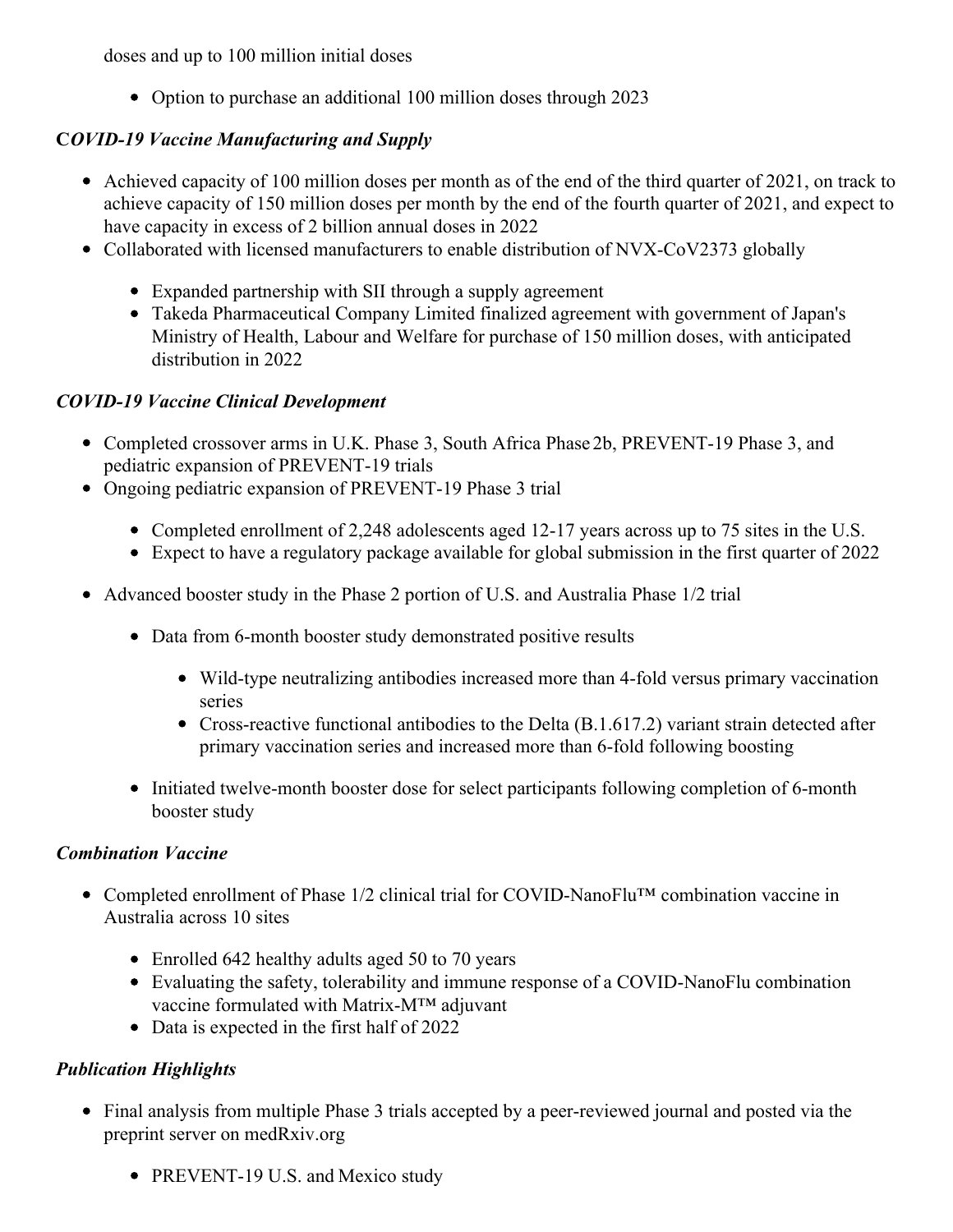doses and up to 100 million initial doses

  - Option to purchase an additional 100 million doses through 2023

***COVID-19 Vaccine Manufacturing and Supply***

- Achieved capacity of 100 million doses per month as of the end of the third quarter of 2021, on track to achieve capacity of 150 million doses per month by the end of the fourth quarter of 2021, and expect to have capacity in excess of 2 billion annual doses in 2022
- Collaborated with licensed manufacturers to enable distribution of NVX-CoV2373 globally
  - Expanded partnership with SII through a supply agreement
  - Takeda Pharmaceutical Company Limited finalized agreement with government of Japan's Ministry of Health, Labour and Welfare for purchase of 150 million doses, with anticipated distribution in 2022

***COVID-19 Vaccine Clinical Development***

- Completed crossover arms in U.K. Phase 3, South Africa Phase 2b, PREVENT-19 Phase 3, and pediatric expansion of PREVENT-19 trials
- Ongoing pediatric expansion of PREVENT-19 Phase 3 trial
  - Completed enrollment of 2,248 adolescents aged 12-17 years across up to 75 sites in the U.S.
  - Expect to have a regulatory package available for global submission in the first quarter of 2022
- Advanced booster study in the Phase 2 portion of U.S. and Australia Phase 1/2 trial
  - Data from 6-month booster study demonstrated positive results
    - Wild-type neutralizing antibodies increased more than 4-fold versus primary vaccination series
    - Cross-reactive functional antibodies to the Delta (B.1.617.2) variant strain detected after primary vaccination series and increased more than 6-fold following boosting
  - Initiated twelve-month booster dose for select participants following completion of 6-month booster study

***Combination Vaccine***

- Completed enrollment of Phase 1/2 clinical trial for COVID-NanoFlu™ combination vaccine in Australia across 10 sites
  - Enrolled 642 healthy adults aged 50 to 70 years
  - Evaluating the safety, tolerability and immune response of a COVID-NanoFlu combination vaccine formulated with Matrix-M™ adjuvant
  - Data is expected in the first half of 2022

***Publication Highlights***

- Final analysis from multiple Phase 3 trials accepted by a peer-reviewed journal and posted via the preprint server on medRxiv.org
  - PREVENT-19 U.S. and Mexico study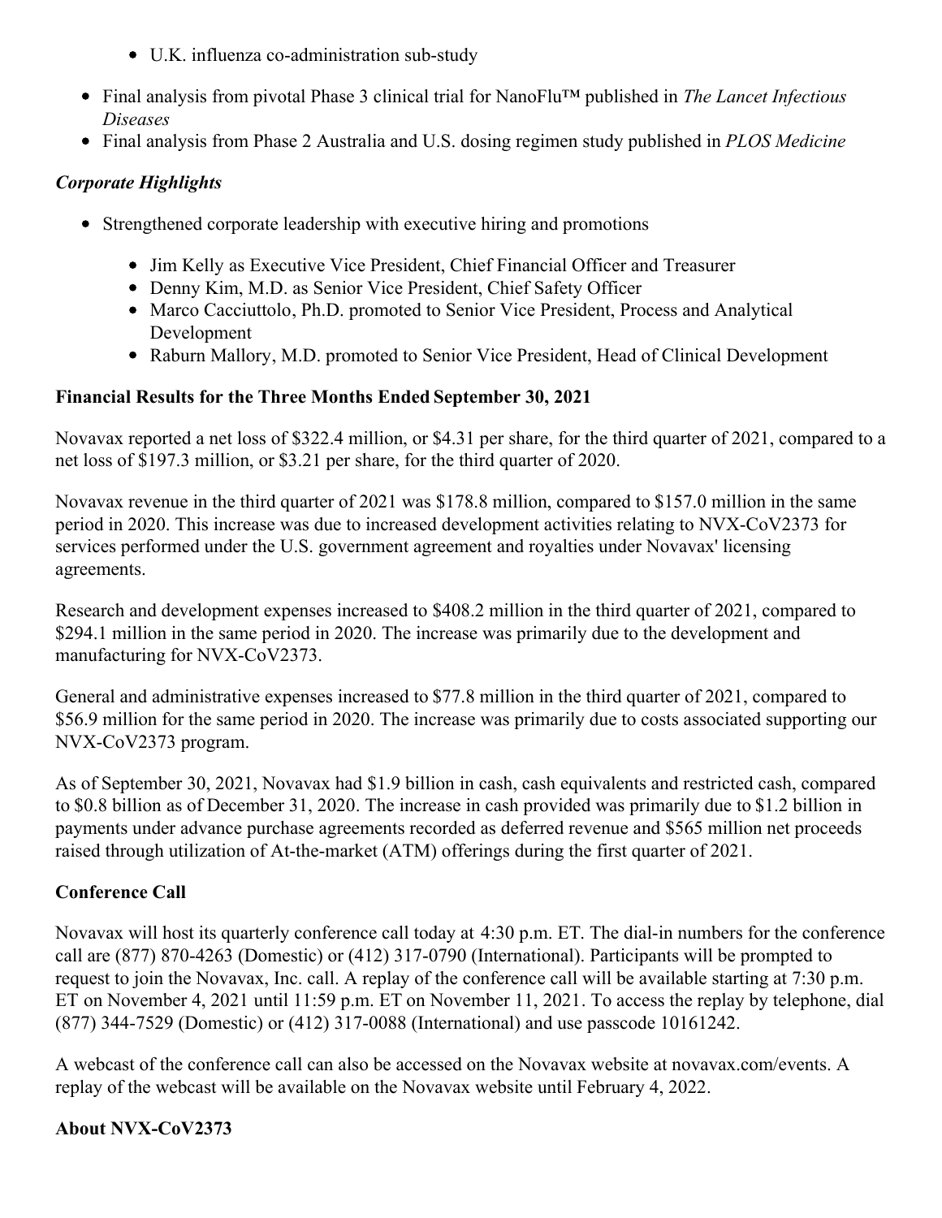- U.K. influenza co-administration sub-study
- Final analysis from pivotal Phase 3 clinical trial for NanoFlu™ published in *The Lancet Infectious Diseases*
- Final analysis from Phase 2 Australia and U.S. dosing regimen study published in *PLOS Medicine*

***Corporate Highlights***

- Strengthened corporate leadership with executive hiring and promotions
  - Jim Kelly as Executive Vice President, Chief Financial Officer and Treasurer
  - Denny Kim, M.D. as Senior Vice President, Chief Safety Officer
  - Marco Cacciuttolo, Ph.D. promoted to Senior Vice President, Process and Analytical Development
  - Raburn Mallory, M.D. promoted to Senior Vice President, Head of Clinical Development

**Financial Results for the Three Months Ended September 30, 2021**

Novavax reported a net loss of $322.4 million, or $4.31 per share, for the third quarter of 2021, compared to a net loss of $197.3 million, or $3.21 per share, for the third quarter of 2020.

Novavax revenue in the third quarter of 2021 was $178.8 million, compared to $157.0 million in the same period in 2020. This increase was due to increased development activities relating to NVX-CoV2373 for services performed under the U.S. government agreement and royalties under Novavax' licensing agreements.

Research and development expenses increased to $408.2 million in the third quarter of 2021, compared to $294.1 million in the same period in 2020. The increase was primarily due to the development and manufacturing for NVX-CoV2373.

General and administrative expenses increased to $77.8 million in the third quarter of 2021, compared to $56.9 million for the same period in 2020. The increase was primarily due to costs associated supporting our NVX-CoV2373 program.

As of September 30, 2021, Novavax had $1.9 billion in cash, cash equivalents and restricted cash, compared to $0.8 billion as of December 31, 2020. The increase in cash provided was primarily due to $1.2 billion in payments under advance purchase agreements recorded as deferred revenue and $565 million net proceeds raised through utilization of At-the-market (ATM) offerings during the first quarter of 2021.

**Conference Call**

Novavax will host its quarterly conference call today at 4:30 p.m. ET. The dial-in numbers for the conference call are (877) 870-4263 (Domestic) or (412) 317-0790 (International). Participants will be prompted to request to join the Novavax, Inc. call. A replay of the conference call will be available starting at 7:30 p.m. ET on November 4, 2021 until 11:59 p.m. ET on November 11, 2021. To access the replay by telephone, dial (877) 344-7529 (Domestic) or (412) 317-0088 (International) and use passcode 10161242.

A webcast of the conference call can also be accessed on the Novavax website at novavax.com/events. A replay of the webcast will be available on the Novavax website until February 4, 2022.

**About NVX-CoV2373**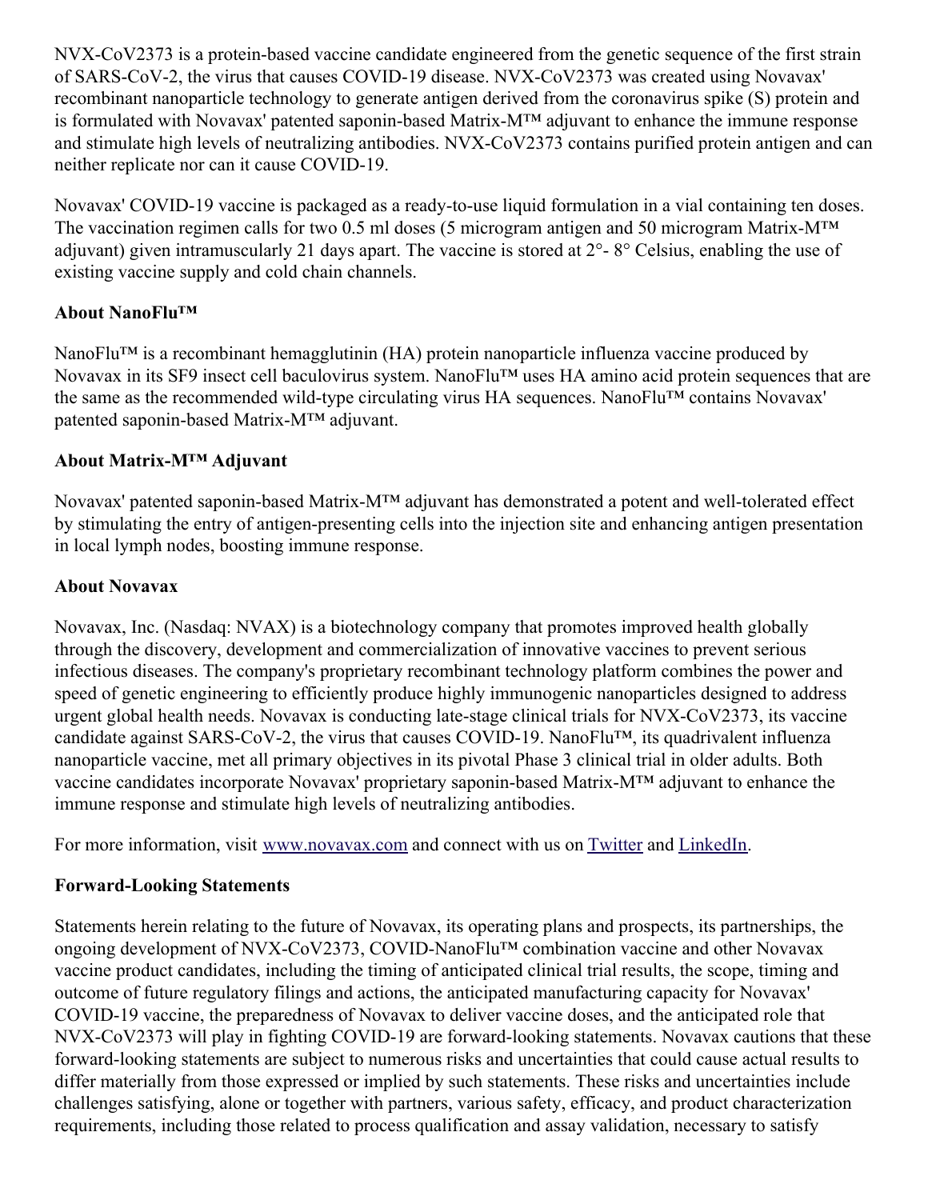NVX-CoV2373 is a protein-based vaccine candidate engineered from the genetic sequence of the first strain of SARS-CoV-2, the virus that causes COVID-19 disease. NVX-CoV2373 was created using Novavax' recombinant nanoparticle technology to generate antigen derived from the coronavirus spike (S) protein and is formulated with Novavax' patented saponin-based Matrix-M™ adjuvant to enhance the immune response and stimulate high levels of neutralizing antibodies. NVX-CoV2373 contains purified protein antigen and can neither replicate nor can it cause COVID-19.

Novavax' COVID-19 vaccine is packaged as a ready-to-use liquid formulation in a vial containing ten doses. The vaccination regimen calls for two 0.5 ml doses (5 microgram antigen and 50 microgram Matrix-M™ adjuvant) given intramuscularly 21 days apart. The vaccine is stored at 2°- 8° Celsius, enabling the use of existing vaccine supply and cold chain channels.

**About NanoFlu™**

NanoFlu™ is a recombinant hemagglutinin (HA) protein nanoparticle influenza vaccine produced by Novavax in its SF9 insect cell baculovirus system. NanoFlu™ uses HA amino acid protein sequences that are the same as the recommended wild-type circulating virus HA sequences. NanoFlu™ contains Novavax' patented saponin-based Matrix-M™ adjuvant.

**About Matrix-M™ Adjuvant**

Novavax' patented saponin-based Matrix-M™ adjuvant has demonstrated a potent and well-tolerated effect by stimulating the entry of antigen-presenting cells into the injection site and enhancing antigen presentation in local lymph nodes, boosting immune response.

**About Novavax**

Novavax, Inc. (Nasdaq: NVAX) is a biotechnology company that promotes improved health globally through the discovery, development and commercialization of innovative vaccines to prevent serious infectious diseases. The company's proprietary recombinant technology platform combines the power and speed of genetic engineering to efficiently produce highly immunogenic nanoparticles designed to address urgent global health needs. Novavax is conducting late-stage clinical trials for NVX-CoV2373, its vaccine candidate against SARS-CoV-2, the virus that causes COVID-19. NanoFlu™, its quadrivalent influenza nanoparticle vaccine, met all primary objectives in its pivotal Phase 3 clinical trial in older adults. Both vaccine candidates incorporate Novavax' proprietary saponin-based Matrix-M™ adjuvant to enhance the immune response and stimulate high levels of neutralizing antibodies.

For more information, visit [www.novavax.com](http://www.novavax.com) and connect with us on Twitter and LinkedIn.

**Forward-Looking Statements**

Statements herein relating to the future of Novavax, its operating plans and prospects, its partnerships, the ongoing development of NVX-CoV2373, COVID-NanoFlu™ combination vaccine and other Novavax vaccine product candidates, including the timing of anticipated clinical trial results, the scope, timing and outcome of future regulatory filings and actions, the anticipated manufacturing capacity for Novavax' COVID-19 vaccine, the preparedness of Novavax to deliver vaccine doses, and the anticipated role that NVX-CoV2373 will play in fighting COVID-19 are forward-looking statements. Novavax cautions that these forward-looking statements are subject to numerous risks and uncertainties that could cause actual results to differ materially from those expressed or implied by such statements. These risks and uncertainties include challenges satisfying, alone or together with partners, various safety, efficacy, and product characterization requirements, including those related to process qualification and assay validation, necessary to satisfy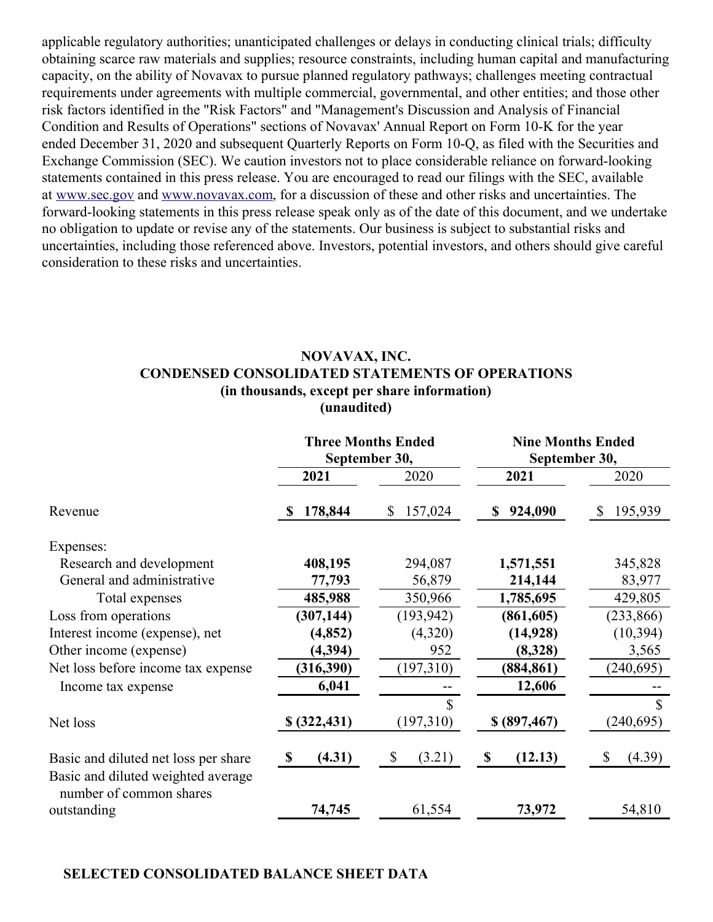applicable regulatory authorities; unanticipated challenges or delays in conducting clinical trials; difficulty obtaining scarce raw materials and supplies; resource constraints, including human capital and manufacturing capacity, on the ability of Novavax to pursue planned regulatory pathways; challenges meeting contractual requirements under agreements with multiple commercial, governmental, and other entities; and those other risk factors identified in the "Risk Factors" and "Management's Discussion and Analysis of Financial Condition and Results of Operations" sections of Novavax' Annual Report on Form 10-K for the year ended December 31, 2020 and subsequent Quarterly Reports on Form 10-Q, as filed with the Securities and Exchange Commission (SEC). We caution investors not to place considerable reliance on forward-looking statements contained in this press release. You are encouraged to read our filings with the SEC, available at www.sec.gov and www.novavax.com, for a discussion of these and other risks and uncertainties. The forward-looking statements in this press release speak only as of the date of this document, and we undertake no obligation to update or revise any of the statements. Our business is subject to substantial risks and uncertainties, including those referenced above. Investors, potential investors, and others should give careful consideration to these risks and uncertainties.

**NOVAVAX, INC.**
**CONDENSED CONSOLIDATED STATEMENTS OF OPERATIONS**
**(in thousands, except per share information)**
**(unaudited)**

| | Three Months Ended September 30, | | Nine Months Ended September 30, | |
|---|---|---|---|---|
| | **2021** | 2020 | **2021** | 2020 |
| Revenue | **$ 178,844** | $ 157,024 | **$ 924,090** | $ 195,939 |
| Expenses: | | | | |
| Research and development | **408,195** | 294,087 | **1,571,551** | 345,828 |
| General and administrative | **77,793** | 56,879 | **214,144** | 83,977 |
| Total expenses | **485,988** | 350,966 | **1,785,695** | 429,805 |
| Loss from operations | **(307,144)** | (193,942) | **(861,605)** | (233,866) |
| Interest income (expense), net | **(4,852)** | (4,320) | **(14,928)** | (10,394) |
| Other income (expense) | **(4,394)** | 952 | **(8,328)** | 3,565 |
| Net loss before income tax expense | **(316,390)** | (197,310) | **(884,861)** | (240,695) |
| Income tax expense | **6,041** | -- | **12,606** | -- |
| Net loss | **$ (322,431)** | $ (197,310) | **$ (897,467)** | $ (240,695) |
| Basic and diluted net loss per share | **$ (4.31)** | $ (3.21) | **$ (12.13)** | $ (4.39) |
| Basic and diluted weighted average number of common shares outstanding | **74,745** | 61,554 | **73,972** | 54,810 |

**SELECTED CONSOLIDATED BALANCE SHEET DATA**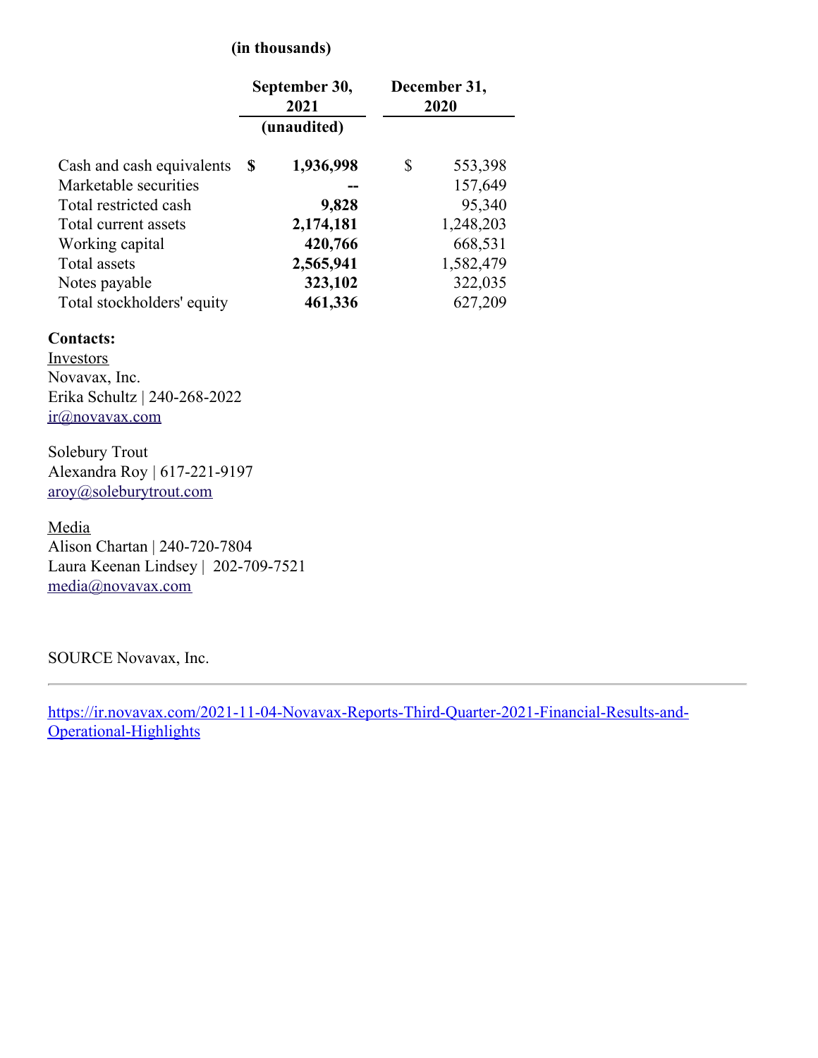(in thousands)

| | September 30, 2021 (unaudited) | December 31, 2020 |
|---|---|---|
| Cash and cash equivalents | **$ 1,936,998** | $ 553,398 |
| Marketable securities | **--** | 157,649 |
| Total restricted cash | **9,828** | 95,340 |
| Total current assets | **2,174,181** | 1,248,203 |
| Working capital | **420,766** | 668,531 |
| Total assets | **2,565,941** | 1,582,479 |
| Notes payable | **323,102** | 322,035 |
| Total stockholders' equity | **461,336** | 627,209 |

**Contacts:**

Investors
Novavax, Inc.
Erika Schultz | 240-268-2022
ir@novavax.com

Solebury Trout
Alexandra Roy | 617-221-9197
aroy@soleburytrout.com

Media
Alison Chartan | 240-720-7804
Laura Keenan Lindsey | 202-709-7521
media@novavax.com

SOURCE Novavax, Inc.

---

https://ir.novavax.com/2021-11-04-Novavax-Reports-Third-Quarter-2021-Financial-Results-and-Operational-Highlights